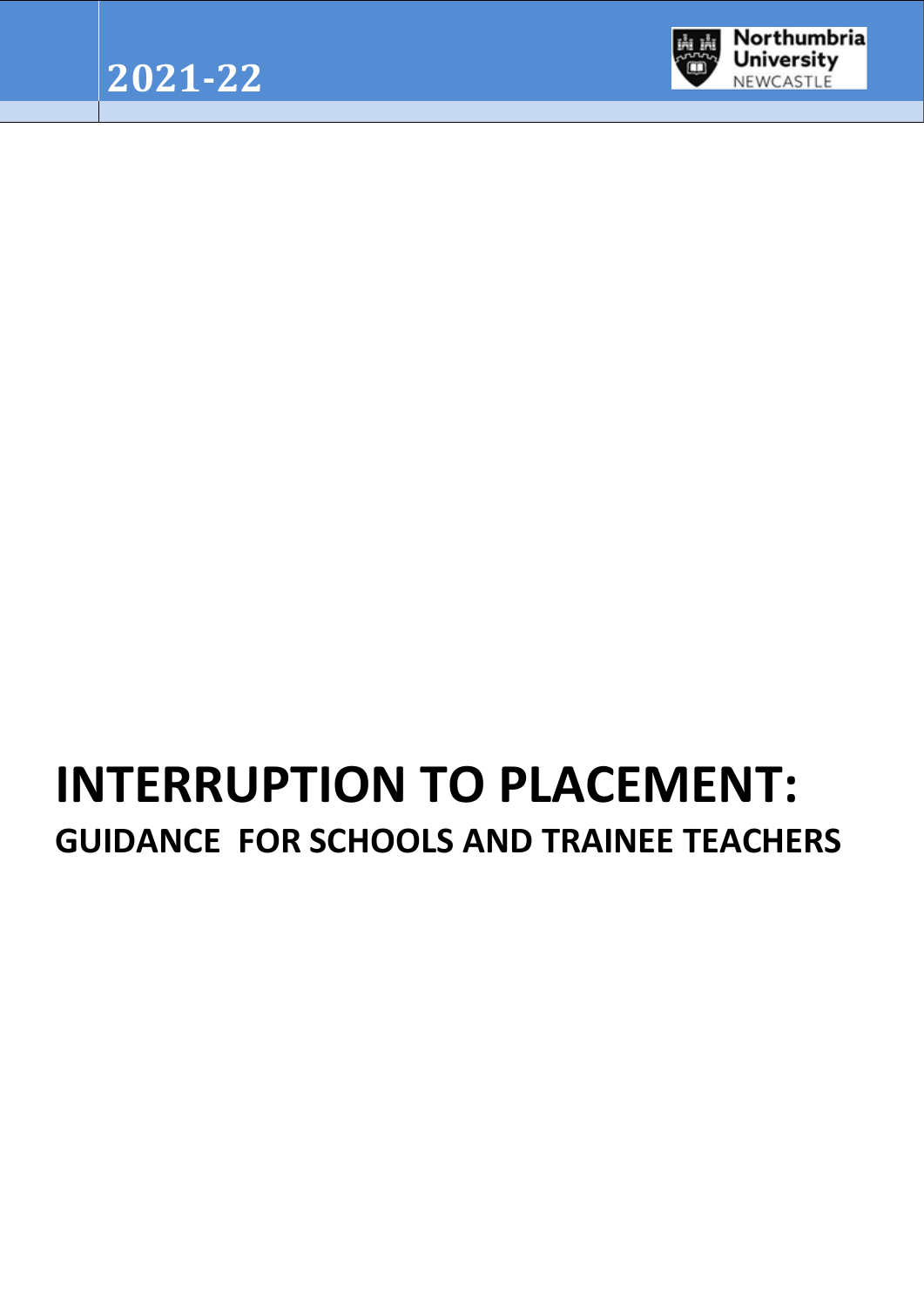2021-22

Northumbria University NEWCASTLE

# INTERRUPTION TO PLACEMENT:

## GUIDANCE FOR SCHOOLS AND TRAINEE TEACHERS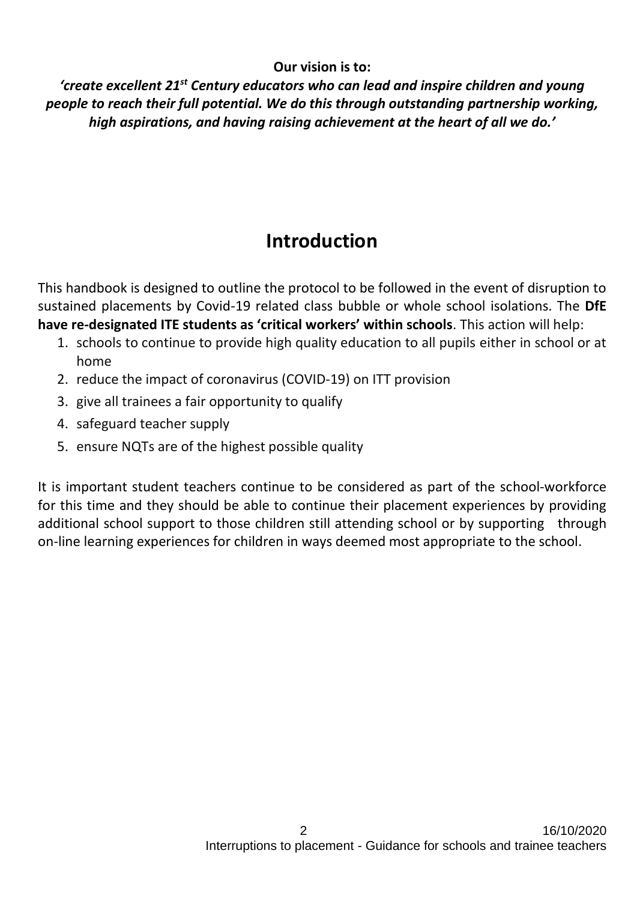**Our vision is to:**

***'create excellent 21st Century educators who can lead and inspire children and young people to reach their full potential. We do this through outstanding partnership working, high aspirations, and having raising achievement at the heart of all we do.'***

# Introduction

This handbook is designed to outline the protocol to be followed in the event of disruption to sustained placements by Covid-19 related class bubble or whole school isolations. The **DfE have re-designated ITE students as 'critical workers' within schools**. This action will help:

1. schools to continue to provide high quality education to all pupils either in school or at home
2. reduce the impact of coronavirus (COVID-19) on ITT provision
3. give all trainees a fair opportunity to qualify
4. safeguard teacher supply
5. ensure NQTs are of the highest possible quality

It is important student teachers continue to be considered as part of the school-workforce for this time and they should be able to continue their placement experiences by providing additional school support to those children still attending school or by supporting through on-line learning experiences for children in ways deemed most appropriate to the school.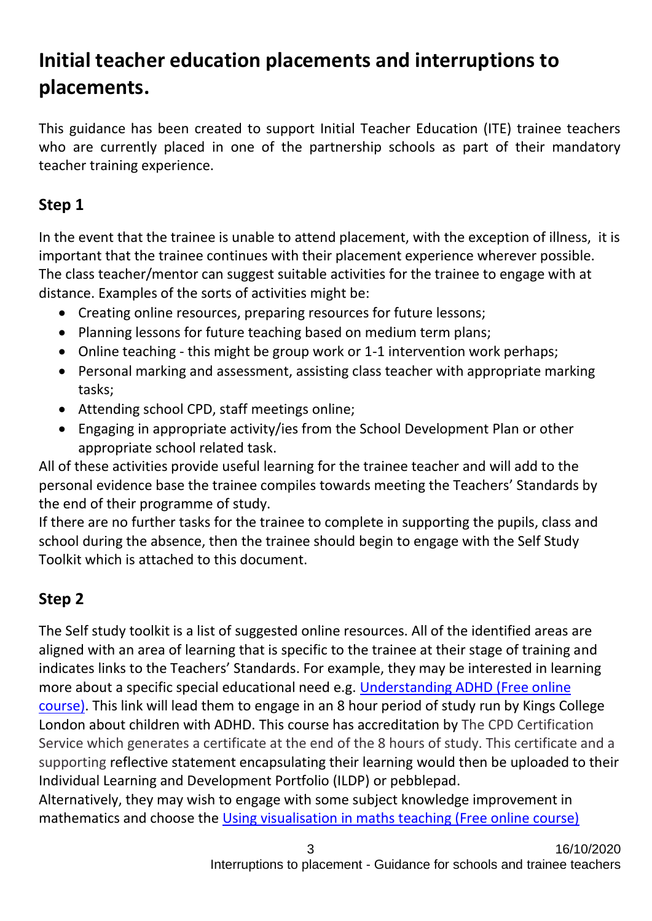# Initial teacher education placements and interruptions to placements.

This guidance has been created to support Initial Teacher Education (ITE) trainee teachers who are currently placed in one of the partnership schools as part of their mandatory teacher training experience.

## Step 1

In the event that the trainee is unable to attend placement, with the exception of illness, it is important that the trainee continues with their placement experience wherever possible. The class teacher/mentor can suggest suitable activities for the trainee to engage with at distance. Examples of the sorts of activities might be:

- Creating online resources, preparing resources for future lessons;
- Planning lessons for future teaching based on medium term plans;
- Online teaching - this might be group work or 1-1 intervention work perhaps;
- Personal marking and assessment, assisting class teacher with appropriate marking tasks;
- Attending school CPD, staff meetings online;
- Engaging in appropriate activity/ies from the School Development Plan or other appropriate school related task.

All of these activities provide useful learning for the trainee teacher and will add to the personal evidence base the trainee compiles towards meeting the Teachers' Standards by the end of their programme of study.

If there are no further tasks for the trainee to complete in supporting the pupils, class and school during the absence, then the trainee should begin to engage with the Self Study Toolkit which is attached to this document.

## Step 2

The Self study toolkit is a list of suggested online resources. All of the identified areas are aligned with an area of learning that is specific to the trainee at their stage of training and indicates links to the Teachers' Standards. For example, they may be interested in learning more about a specific special educational need e.g. Understanding ADHD (Free online course). This link will lead them to engage in an 8 hour period of study run by Kings College London about children with ADHD. This course has accreditation by The CPD Certification Service which generates a certificate at the end of the 8 hours of study. This certificate and a supporting reflective statement encapsulating their learning would then be uploaded to their Individual Learning and Development Portfolio (ILDP) or pebblepad.

Alternatively, they may wish to engage with some subject knowledge improvement in mathematics and choose the Using visualisation in maths teaching (Free online course)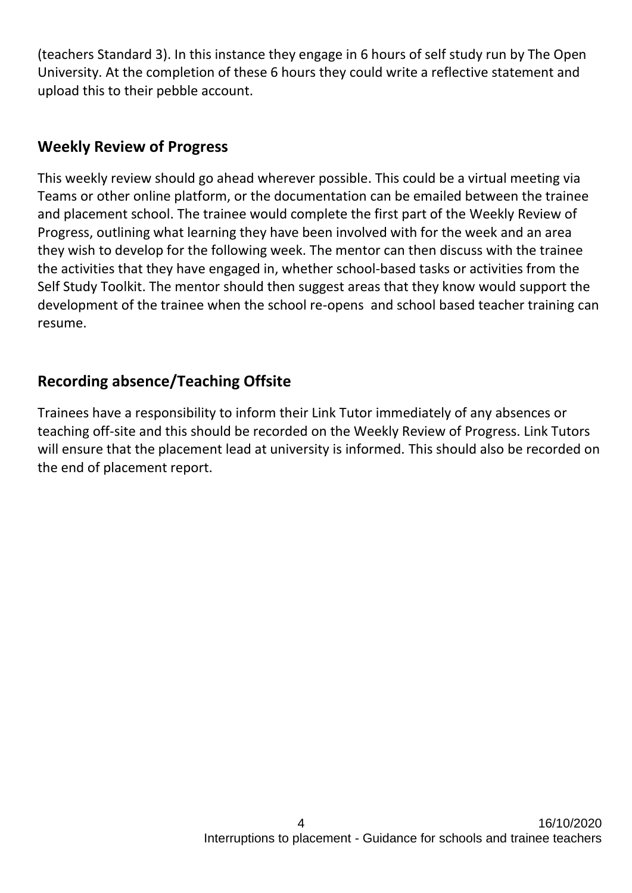(teachers Standard 3). In this instance they engage in 6 hours of self study run by The Open University. At the completion of these 6 hours they could write a reflective statement and upload this to their pebble account.

## Weekly Review of Progress

This weekly review should go ahead wherever possible. This could be a virtual meeting via Teams or other online platform, or the documentation can be emailed between the trainee and placement school. The trainee would complete the first part of the Weekly Review of Progress, outlining what learning they have been involved with for the week and an area they wish to develop for the following week. The mentor can then discuss with the trainee the activities that they have engaged in, whether school-based tasks or activities from the Self Study Toolkit. The mentor should then suggest areas that they know would support the development of the trainee when the school re-opens and school based teacher training can resume.

## Recording absence/Teaching Offsite

Trainees have a responsibility to inform their Link Tutor immediately of any absences or teaching off-site and this should be recorded on the Weekly Review of Progress. Link Tutors will ensure that the placement lead at university is informed. This should also be recorded on the end of placement report.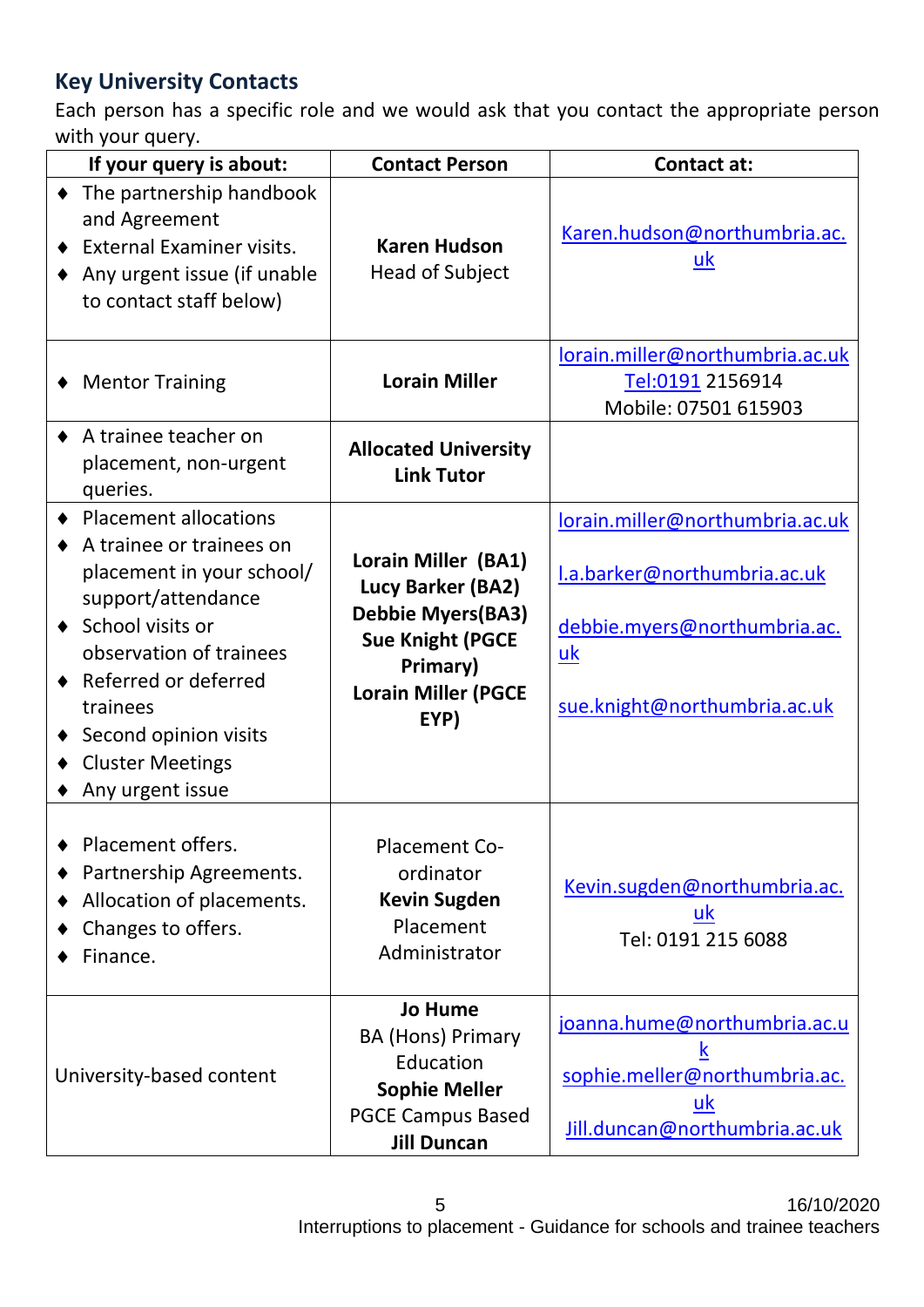## Key University Contacts

Each person has a specific role and we would ask that you contact the appropriate person with your query.

| If your query is about: | Contact Person | Contact at: |
|---|---|---|
| ♦ The partnership handbook and Agreement<br>♦ External Examiner visits.<br>♦ Any urgent issue (if unable to contact staff below) | **Karen Hudson**<br>Head of Subject | Karen.hudson@northumbria.ac.uk |
| ♦ Mentor Training | **Lorain Miller** | lorain.miller@northumbria.ac.uk<br>Tel:0191 2156914<br>Mobile: 07501 615903 |
| ♦ A trainee teacher on placement, non-urgent queries. | **Allocated University Link Tutor** | |
| ♦ Placement allocations<br>♦ A trainee or trainees on placement in your school/ support/attendance<br>♦ School visits or observation of trainees<br>♦ Referred or deferred trainees<br>♦ Second opinion visits<br>♦ Cluster Meetings<br>♦ Any urgent issue | **Lorain Miller (BA1)**<br>**Lucy Barker (BA2)**<br>**Debbie Myers(BA3)**<br>**Sue Knight (PGCE Primary)**<br>**Lorain Miller (PGCE EYP)** | lorain.miller@northumbria.ac.uk<br>l.a.barker@northumbria.ac.uk<br>debbie.myers@northumbria.ac.uk<br>sue.knight@northumbria.ac.uk |
| ♦ Placement offers.<br>♦ Partnership Agreements.<br>♦ Allocation of placements.<br>♦ Changes to offers.<br>♦ Finance. | Placement Co-ordinator<br>**Kevin Sugden**<br>Placement Administrator | Kevin.sugden@northumbria.ac.uk<br>Tel: 0191 215 6088 |
| University-based content | **Jo Hume**<br>BA (Hons) Primary Education<br>**Sophie Meller**<br>PGCE Campus Based<br>**Jill Duncan** | joanna.hume@northumbria.ac.uk<br>sophie.meller@northumbria.ac.uk<br>Jill.duncan@northumbria.ac.uk |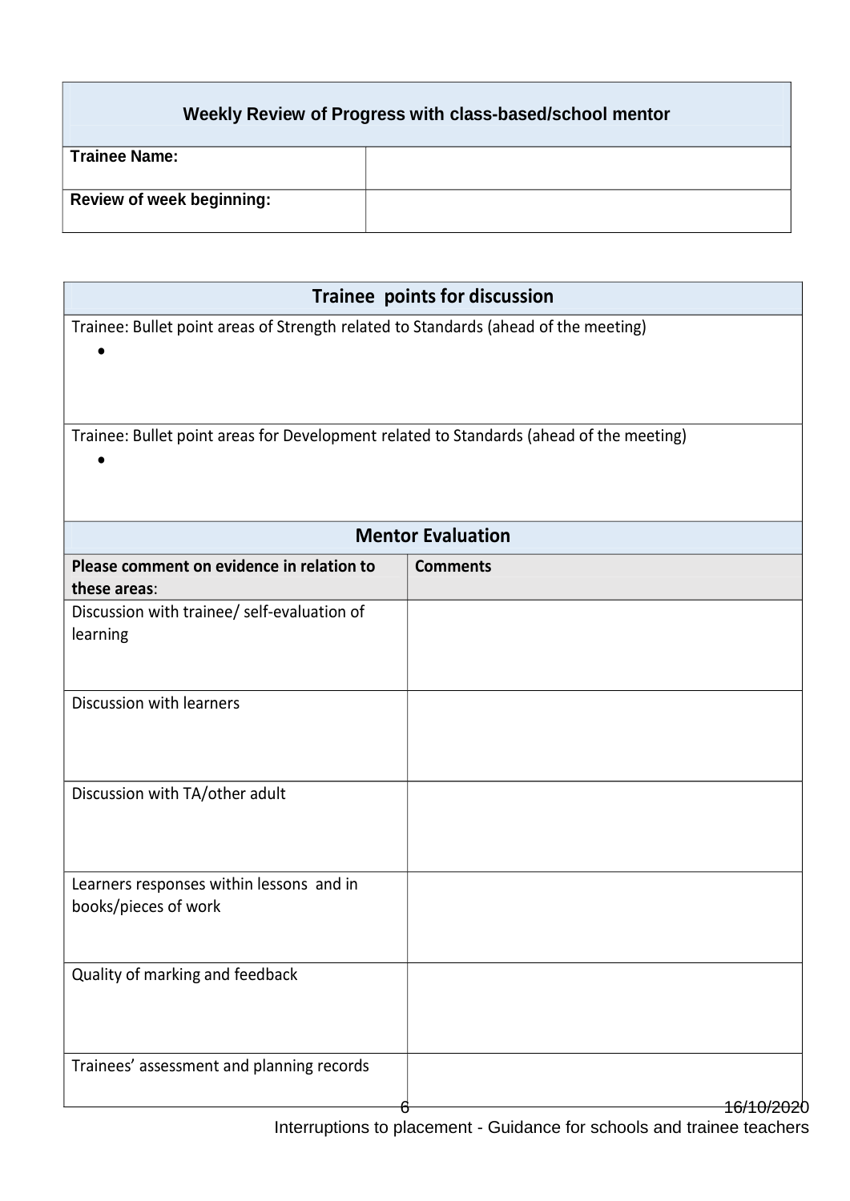| Weekly Review of Progress with class-based/school mentor | |
|---|---|
| **Trainee Name:** | |
| **Review of week beginning:** | |

**Trainee points for discussion**

Trainee: Bullet point areas of Strength related to Standards (ahead of the meeting)

- 

Trainee: Bullet point areas for Development related to Standards (ahead of the meeting)

- 

**Mentor Evaluation**

| Please comment on evidence in relation to these areas: | Comments |
|---|---|
| Discussion with trainee/ self-evaluation of learning | |
| Discussion with learners | |
| Discussion with TA/other adult | |
| Learners responses within lessons and in books/pieces of work | |
| Quality of marking and feedback | |
| Trainees' assessment and planning records | |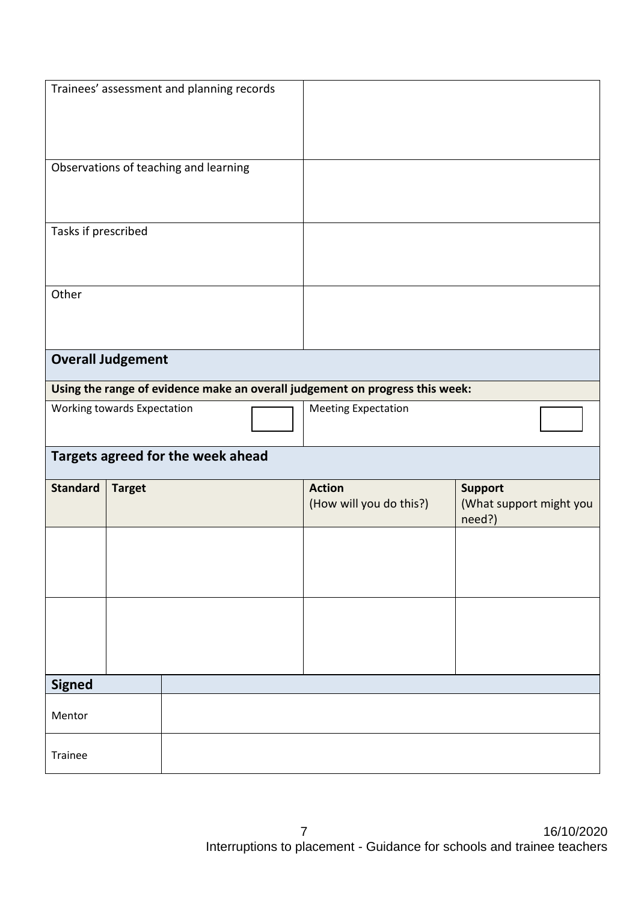| | |
|---|---|
| Trainees' assessment and planning records | |
| Observations of teaching and learning | |
| Tasks if prescribed | |
| Other | |

## Overall Judgement

**Using the range of evidence make an overall judgement on progress this week:**

| Working towards Expectation | ☐ | Meeting Expectation | ☐ |
|---|---|---|---|

## Targets agreed for the week ahead

| **Standard** | **Target** | **Action** (How will you do this?) | **Support** (What support might you need?) |
|---|---|---|---|
| | | | |
| | | | |

| **Signed** | |
|---|---|
| Mentor | |
| Trainee | |

16/10/2020

Interruptions to placement - Guidance for schools and trainee teachers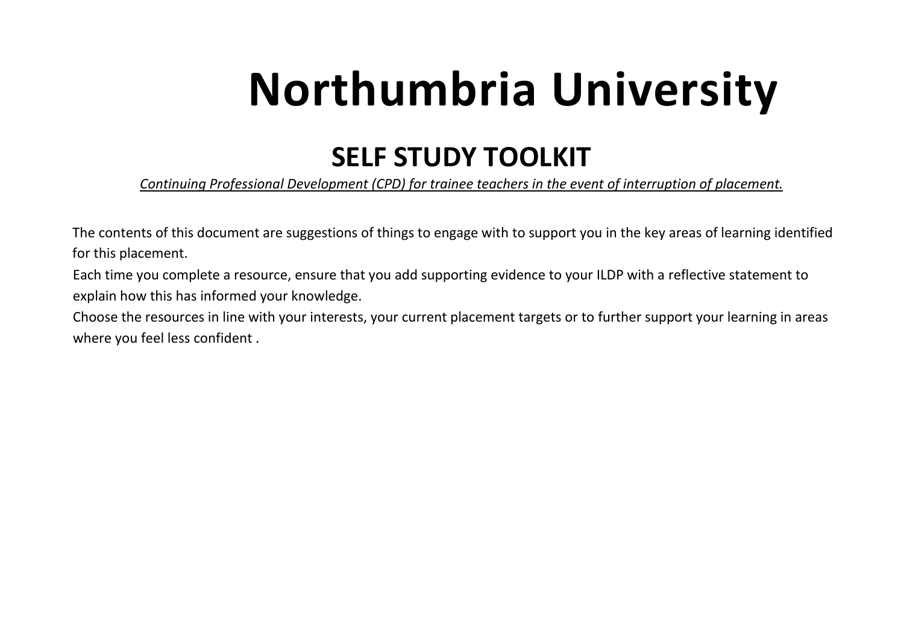# Northumbria University

## SELF STUDY TOOLKIT

*Continuing Professional Development (CPD) for trainee teachers in the event of interruption of placement.*

The contents of this document are suggestions of things to engage with to support you in the key areas of learning identified for this placement.
Each time you complete a resource, ensure that you add supporting evidence to your ILDP with a reflective statement to explain how this has informed your knowledge.
Choose the resources in line with your interests, your current placement targets or to further support your learning in areas where you feel less confident .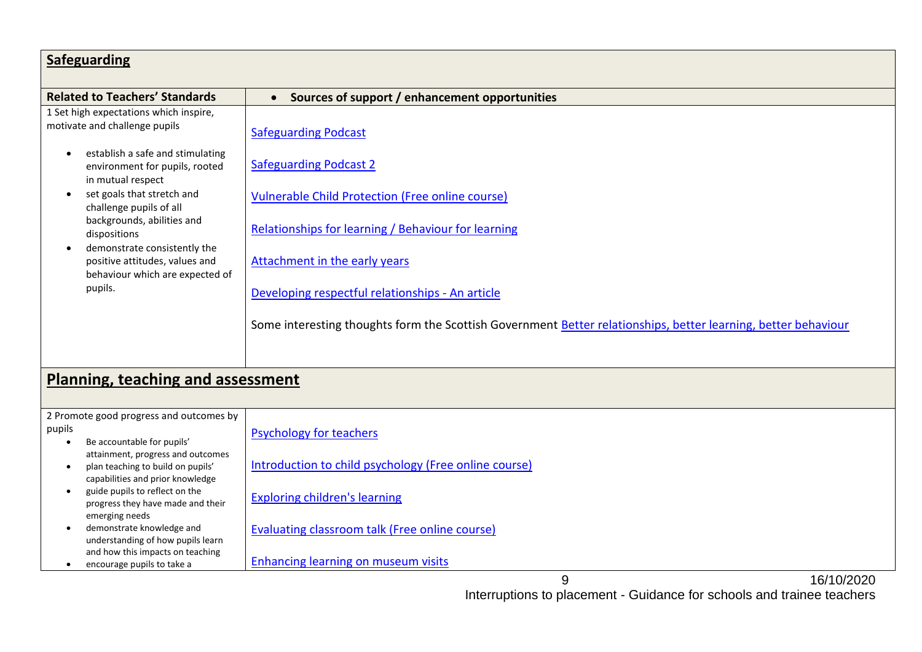## Safeguarding

| Related to Teachers' Standards | Sources of support / enhancement opportunities |
|---|---|
| 1 Set high expectations which inspire, motivate and challenge pupils<br>• establish a safe and stimulating environment for pupils, rooted in mutual respect<br>• set goals that stretch and challenge pupils of all backgrounds, abilities and dispositions<br>• demonstrate consistently the positive attitudes, values and behaviour which are expected of pupils. | Safeguarding Podcast<br><br>Safeguarding Podcast 2<br><br>Vulnerable Child Protection (Free online course)<br><br>Relationships for learning / Behaviour for learning<br><br>Attachment in the early years<br><br>Developing respectful relationships - An article<br><br>Some interesting thoughts form the Scottish Government Better relationships, better learning, better behaviour |

## Planning, teaching and assessment

| | |
|---|---|
| 2 Promote good progress and outcomes by pupils<br>• Be accountable for pupils' attainment, progress and outcomes<br>• plan teaching to build on pupils' capabilities and prior knowledge<br>• guide pupils to reflect on the progress they have made and their emerging needs<br>• demonstrate knowledge and understanding of how pupils learn and how this impacts on teaching<br>• encourage pupils to take a | Psychology for teachers<br><br>Introduction to child psychology (Free online course)<br><br>Exploring children's learning<br><br>Evaluating classroom talk (Free online course)<br><br>Enhancing learning on museum visits |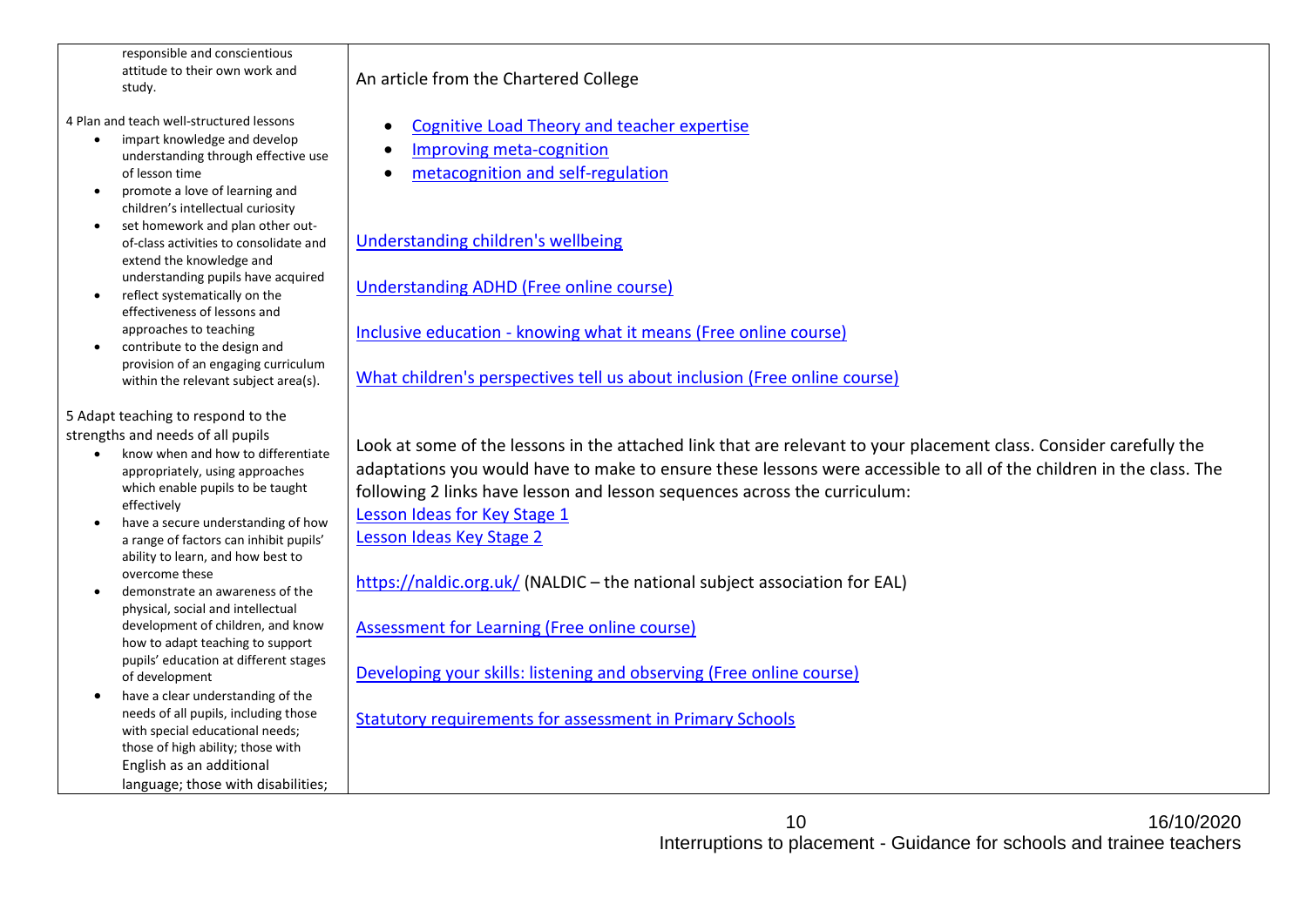| | |
|---|---|
| responsible and conscientious attitude to their own work and study.<br><br>4 Plan and teach well-structured lessons<br>• impart knowledge and develop understanding through effective use of lesson time<br>• promote a love of learning and children's intellectual curiosity<br>• set homework and plan other out-of-class activities to consolidate and extend the knowledge and understanding pupils have acquired<br>• reflect systematically on the effectiveness of lessons and approaches to teaching<br>• contribute to the design and provision of an engaging curriculum within the relevant subject area(s).<br><br>5 Adapt teaching to respond to the strengths and needs of all pupils<br>• know when and how to differentiate appropriately, using approaches which enable pupils to be taught effectively<br>• have a secure understanding of how a range of factors can inhibit pupils' ability to learn, and how best to overcome these<br>• demonstrate an awareness of the physical, social and intellectual development of children, and know how to adapt teaching to support pupils' education at different stages of development<br>• have a clear understanding of the needs of all pupils, including those with special educational needs; those of high ability; those with English as an additional language; those with disabilities; | An article from the Chartered College<br><br>• Cognitive Load Theory and teacher expertise<br>• Improving meta-cognition<br>• metacognition and self-regulation<br><br>Understanding children's wellbeing<br><br>Understanding ADHD (Free online course)<br><br>Inclusive education - knowing what it means (Free online course)<br><br>What children's perspectives tell us about inclusion (Free online course)<br><br>Look at some of the lessons in the attached link that are relevant to your placement class. Consider carefully the adaptations you would have to make to ensure these lessons were accessible to all of the children in the class. The following 2 links have lesson and lesson sequences across the curriculum:<br>Lesson Ideas for Key Stage 1<br>Lesson Ideas Key Stage 2<br><br>https://naldic.org.uk/ (NALDIC – the national subject association for EAL)<br><br>Assessment for Learning (Free online course)<br><br>Developing your skills: listening and observing (Free online course)<br><br>Statutory requirements for assessment in Primary Schools |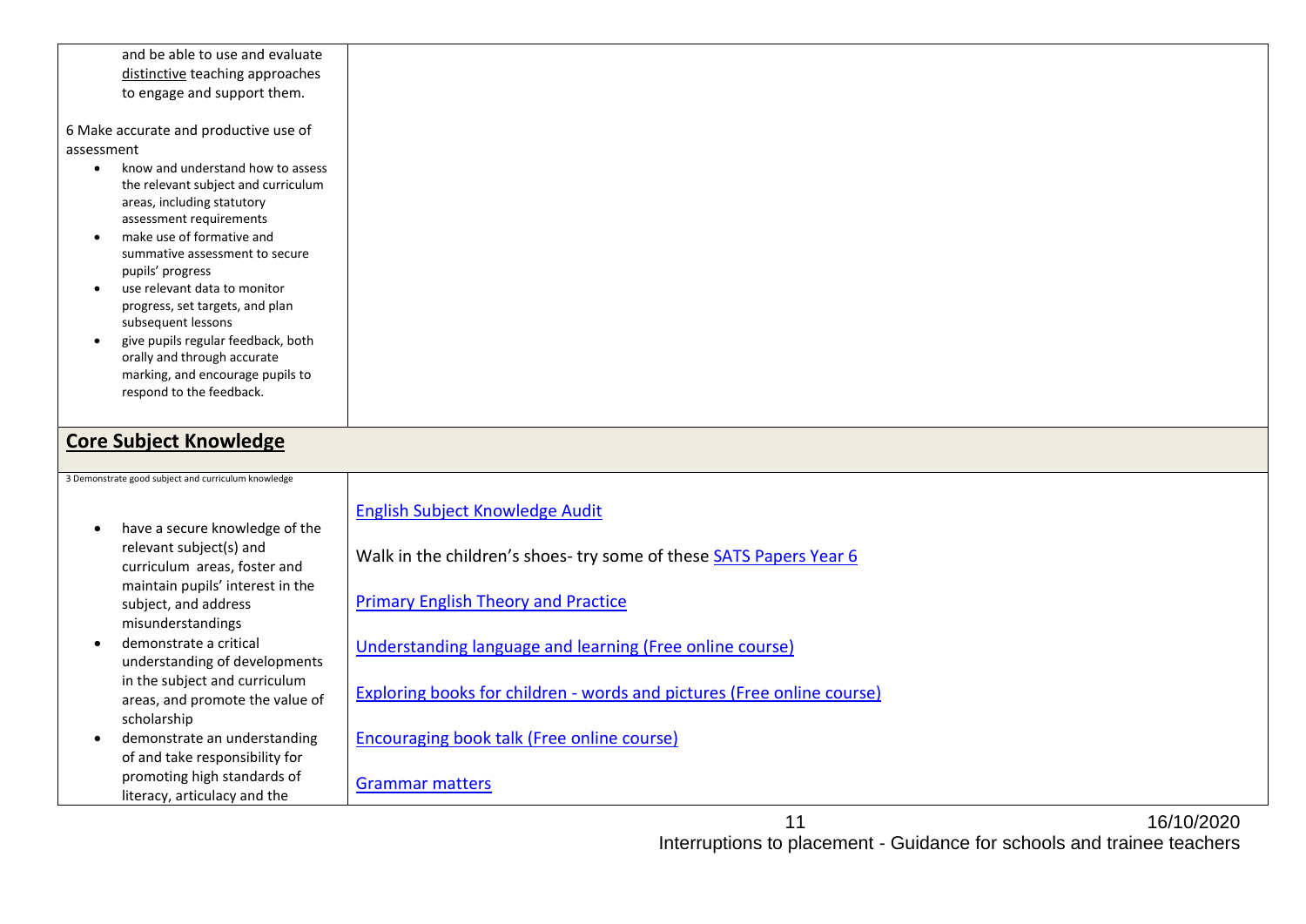| | |
|---|---|
| and be able to use and evaluate distinctive teaching approaches to engage and support them.<br><br>6 Make accurate and productive use of assessment<br>• know and understand how to assess the relevant subject and curriculum areas, including statutory assessment requirements<br>• make use of formative and summative assessment to secure pupils' progress<br>• use relevant data to monitor progress, set targets, and plan subsequent lessons<br>• give pupils regular feedback, both orally and through accurate marking, and encourage pupils to respond to the feedback. | |
| **Core Subject Knowledge** | |
| 3 Demonstrate good subject and curriculum knowledge<br><br>• have a secure knowledge of the relevant subject(s) and curriculum areas, foster and maintain pupils' interest in the subject, and address misunderstandings<br>• demonstrate a critical understanding of developments in the subject and curriculum areas, and promote the value of scholarship<br>• demonstrate an understanding of and take responsibility for promoting high standards of literacy, articulacy and the | English Subject Knowledge Audit<br><br>Walk in the children's shoes- try some of these SATS Papers Year 6<br><br>Primary English Theory and Practice<br><br>Understanding language and learning (Free online course)<br><br>Exploring books for children - words and pictures (Free online course)<br><br>Encouraging book talk (Free online course)<br><br>Grammar matters |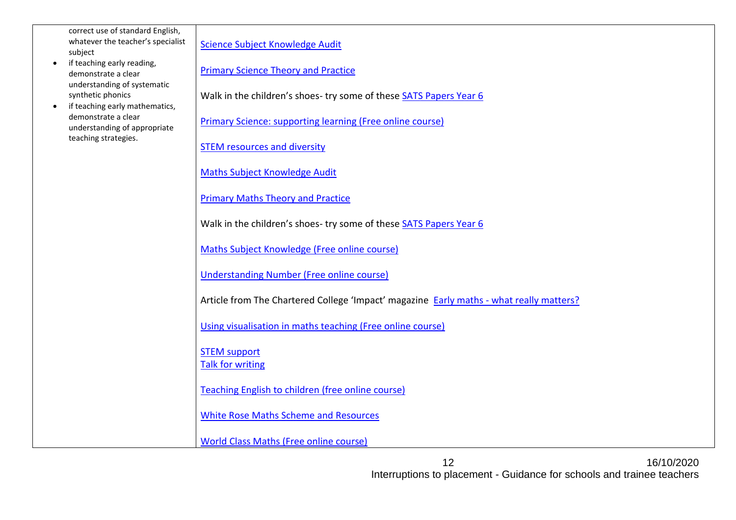| | |
|---|---|
| correct use of standard English, whatever the teacher's specialist subject<br>• if teaching early reading, demonstrate a clear understanding of systematic synthetic phonics<br>• if teaching early mathematics, demonstrate a clear understanding of appropriate teaching strategies. | Science Subject Knowledge Audit<br><br>Primary Science Theory and Practice<br><br>Walk in the children's shoes- try some of these SATS Papers Year 6<br><br>Primary Science: supporting learning (Free online course)<br><br>STEM resources and diversity<br><br>Maths Subject Knowledge Audit<br><br>Primary Maths Theory and Practice<br><br>Walk in the children's shoes- try some of these SATS Papers Year 6<br><br>Maths Subject Knowledge (Free online course)<br><br>Understanding Number (Free online course)<br><br>Article from The Chartered College 'Impact' magazine Early maths - what really matters?<br><br>Using visualisation in maths teaching (Free online course)<br><br>STEM support<br>Talk for writing<br><br>Teaching English to children (free online course)<br><br>White Rose Maths Scheme and Resources<br><br>World Class Maths (Free online course) |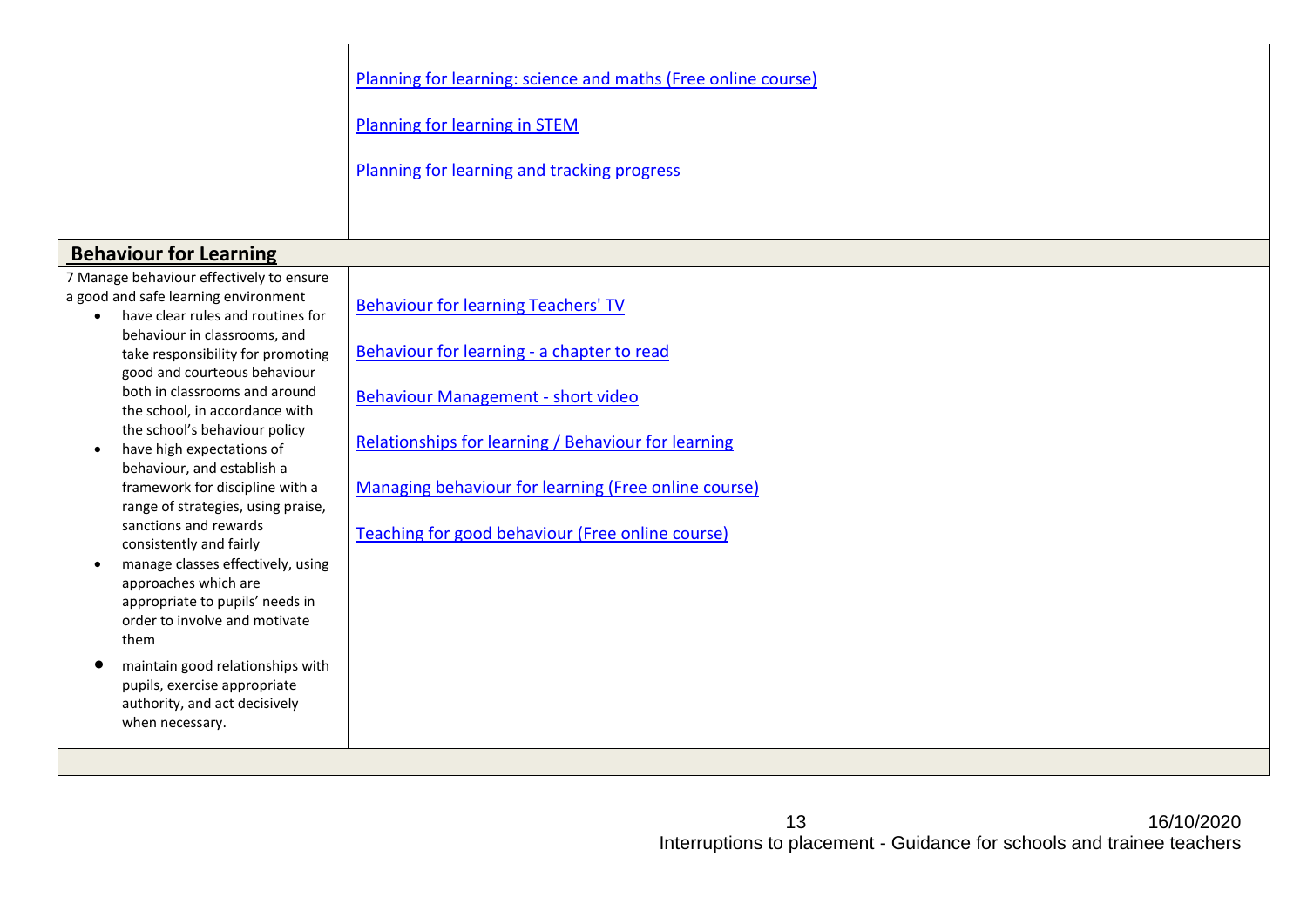| | |
|---|---|
| | Planning for learning: science and maths (Free online course)<br><br>Planning for learning in STEM<br><br>Planning for learning and tracking progress |
| **Behaviour for Learning** | |
| 7 Manage behaviour effectively to ensure a good and safe learning environment<br>• have clear rules and routines for behaviour in classrooms, and take responsibility for promoting good and courteous behaviour both in classrooms and around the school, in accordance with the school's behaviour policy<br>• have high expectations of behaviour, and establish a framework for discipline with a range of strategies, using praise, sanctions and rewards consistently and fairly<br>• manage classes effectively, using approaches which are appropriate to pupils' needs in order to involve and motivate them<br>• maintain good relationships with pupils, exercise appropriate authority, and act decisively when necessary. | Behaviour for learning Teachers' TV<br><br>Behaviour for learning - a chapter to read<br><br>Behaviour Management - short video<br><br>Relationships for learning / Behaviour for learning<br><br>Managing behaviour for learning (Free online course)<br><br>Teaching for good behaviour (Free online course) |
| | |